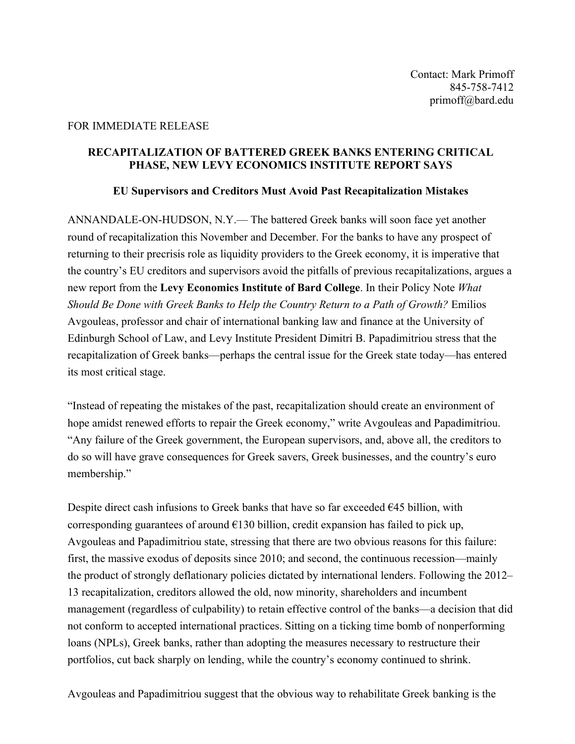Contact: Mark Primoff
845-758-7412
primoff@bard.edu

FOR IMMEDIATE RELEASE

**RECAPITALIZATION OF BATTERED GREEK BANKS ENTERING CRITICAL PHASE, NEW LEVY ECONOMICS INSTITUTE REPORT SAYS**

**EU Supervisors and Creditors Must Avoid Past Recapitalization Mistakes**

ANNANDALE-ON-HUDSON, N.Y.— The battered Greek banks will soon face yet another round of recapitalization this November and December. For the banks to have any prospect of returning to their precrisis role as liquidity providers to the Greek economy, it is imperative that the country's EU creditors and supervisors avoid the pitfalls of previous recapitalizations, argues a new report from the **Levy Economics Institute of Bard College**. In their Policy Note *What Should Be Done with Greek Banks to Help the Country Return to a Path of Growth?* Emilios Avgouleas, professor and chair of international banking law and finance at the University of Edinburgh School of Law, and Levy Institute President Dimitri B. Papadimitriou stress that the recapitalization of Greek banks—perhaps the central issue for the Greek state today—has entered its most critical stage.

"Instead of repeating the mistakes of the past, recapitalization should create an environment of hope amidst renewed efforts to repair the Greek economy," write Avgouleas and Papadimitriou. "Any failure of the Greek government, the European supervisors, and, above all, the creditors to do so will have grave consequences for Greek savers, Greek businesses, and the country's euro membership."

Despite direct cash infusions to Greek banks that have so far exceeded €45 billion, with corresponding guarantees of around €130 billion, credit expansion has failed to pick up, Avgouleas and Papadimitriou state, stressing that there are two obvious reasons for this failure: first, the massive exodus of deposits since 2010; and second, the continuous recession—mainly the product of strongly deflationary policies dictated by international lenders. Following the 2012–13 recapitalization, creditors allowed the old, now minority, shareholders and incumbent management (regardless of culpability) to retain effective control of the banks—a decision that did not conform to accepted international practices. Sitting on a ticking time bomb of nonperforming loans (NPLs), Greek banks, rather than adopting the measures necessary to restructure their portfolios, cut back sharply on lending, while the country's economy continued to shrink.

Avgouleas and Papadimitriou suggest that the obvious way to rehabilitate Greek banking is the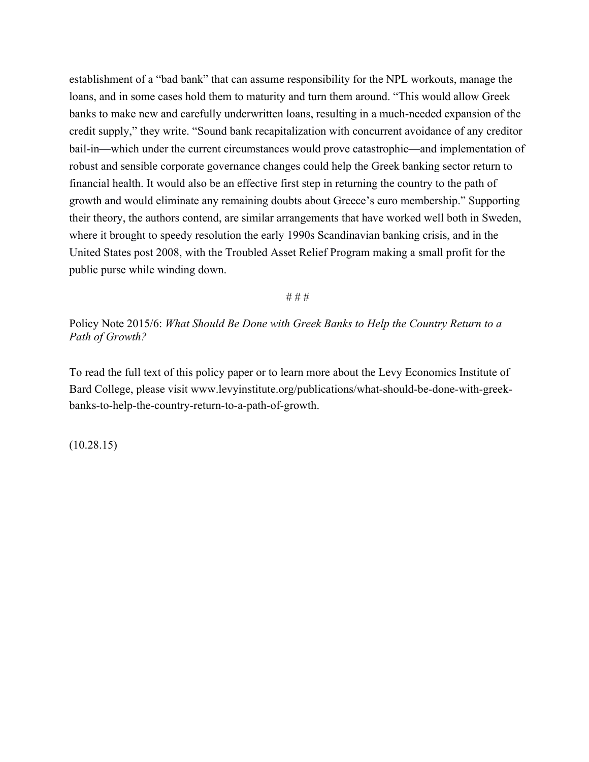establishment of a "bad bank" that can assume responsibility for the NPL workouts, manage the loans, and in some cases hold them to maturity and turn them around. "This would allow Greek banks to make new and carefully underwritten loans, resulting in a much-needed expansion of the credit supply," they write. "Sound bank recapitalization with concurrent avoidance of any creditor bail-in—which under the current circumstances would prove catastrophic—and implementation of robust and sensible corporate governance changes could help the Greek banking sector return to financial health. It would also be an effective first step in returning the country to the path of growth and would eliminate any remaining doubts about Greece's euro membership." Supporting their theory, the authors contend, are similar arrangements that have worked well both in Sweden, where it brought to speedy resolution the early 1990s Scandinavian banking crisis, and in the United States post 2008, with the Troubled Asset Relief Program making a small profit for the public purse while winding down.

# # #

Policy Note 2015/6: *What Should Be Done with Greek Banks to Help the Country Return to a Path of Growth?*

To read the full text of this policy paper or to learn more about the Levy Economics Institute of Bard College, please visit www.levyinstitute.org/publications/what-should-be-done-with-greek-banks-to-help-the-country-return-to-a-path-of-growth.

(10.28.15)